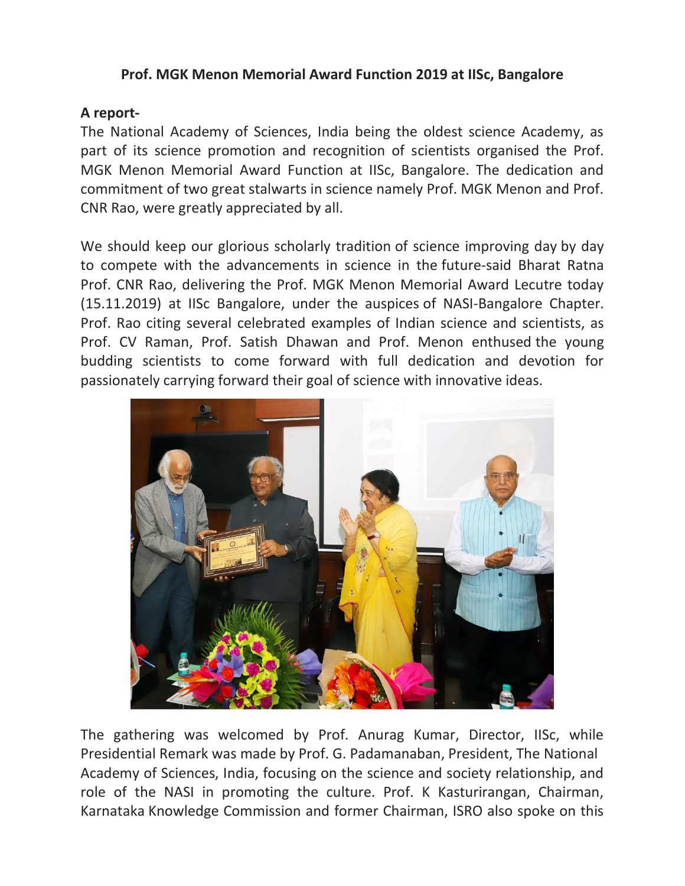**Prof. MGK Menon Memorial Award Function 2019 at IISc, Bangalore**

**A report-**

The National Academy of Sciences, India being the oldest science Academy, as part of its science promotion and recognition of scientists organised the Prof. MGK Menon Memorial Award Function at IISc, Bangalore. The dedication and commitment of two great stalwarts in science namely Prof. MGK Menon and Prof. CNR Rao, were greatly appreciated by all.

We should keep our glorious scholarly tradition of science improving day by day to compete with the advancements in science in the future-said Bharat Ratna Prof. CNR Rao, delivering the Prof. MGK Menon Memorial Award Lecutre today (15.11.2019) at IISc Bangalore, under the auspices of NASI-Bangalore Chapter. Prof. Rao citing several celebrated examples of Indian science and scientists, as Prof. CV Raman, Prof. Satish Dhawan and Prof. Menon enthused the young budding scientists to come forward with full dedication and devotion for passionately carrying forward their goal of science with innovative ideas.

The gathering was welcomed by Prof. Anurag Kumar, Director, IISc, while Presidential Remark was made by Prof. G. Padamanaban, President, The National Academy of Sciences, India, focusing on the science and society relationship, and role of the NASI in promoting the culture. Prof. K Kasturirangan, Chairman, Karnataka Knowledge Commission and former Chairman, ISRO also spoke on this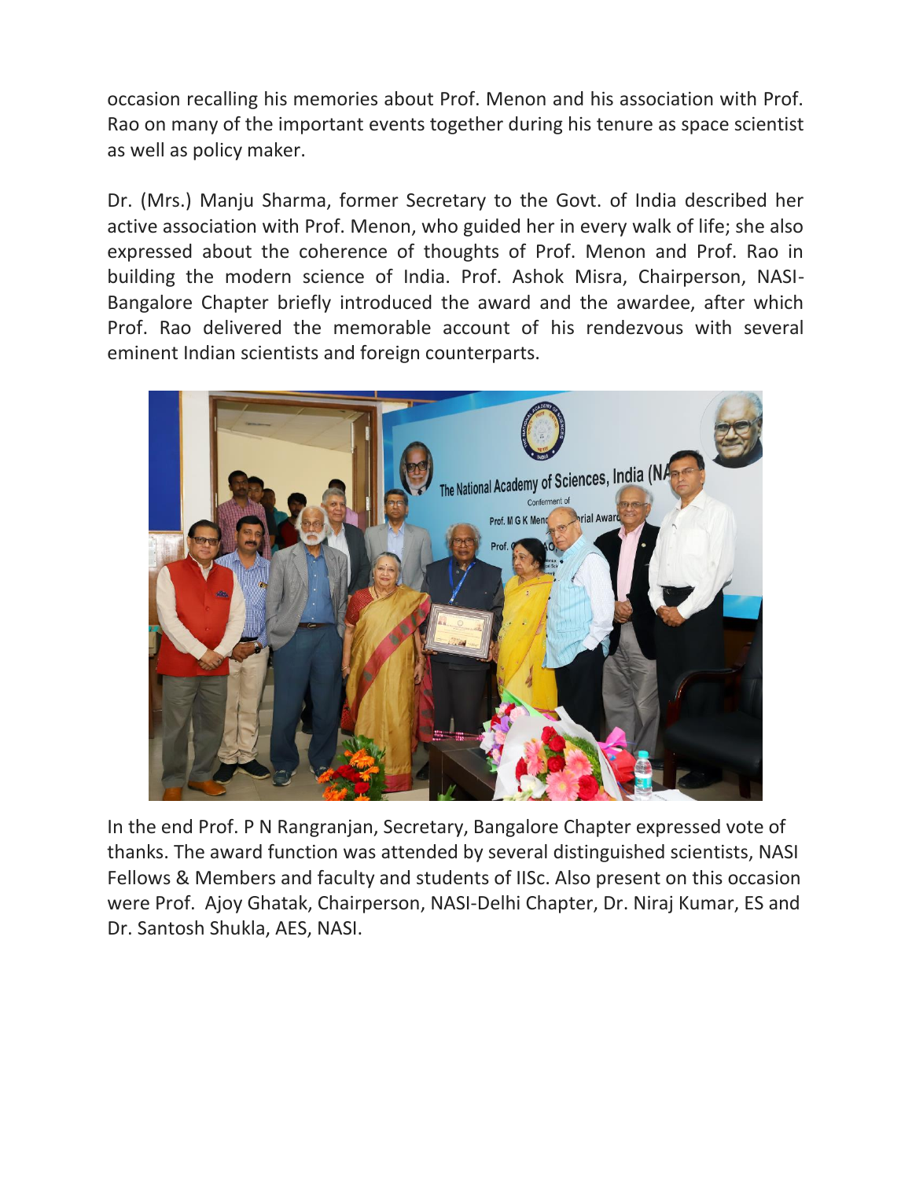occasion recalling his memories about Prof. Menon and his association with Prof. Rao on many of the important events together during his tenure as space scientist as well as policy maker.

Dr. (Mrs.) Manju Sharma, former Secretary to the Govt. of India described her active association with Prof. Menon, who guided her in every walk of life; she also expressed about the coherence of thoughts of Prof. Menon and Prof. Rao in building the modern science of India. Prof. Ashok Misra, Chairperson, NASI-Bangalore Chapter briefly introduced the award and the awardee, after which Prof. Rao delivered the memorable account of his rendezvous with several eminent Indian scientists and foreign counterparts.

In the end Prof. P N Rangranjan, Secretary, Bangalore Chapter expressed vote of thanks. The award function was attended by several distinguished scientists, NASI Fellows & Members and faculty and students of IISc. Also present on this occasion were Prof. Ajoy Ghatak, Chairperson, NASI-Delhi Chapter, Dr. Niraj Kumar, ES and Dr. Santosh Shukla, AES, NASI.